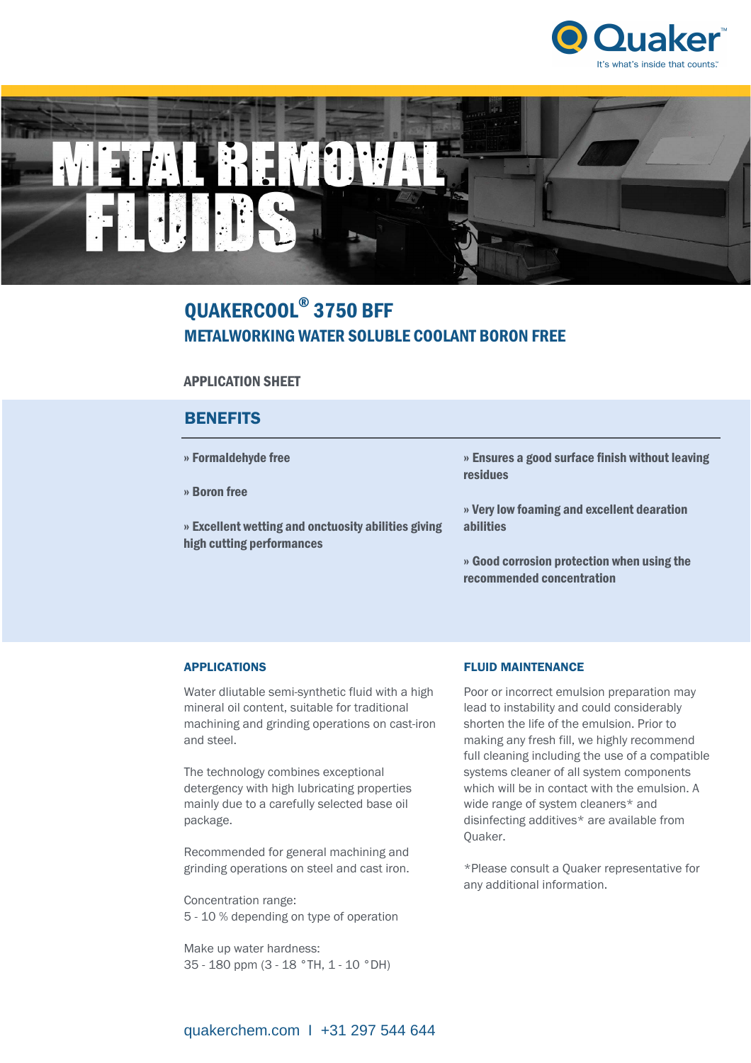Quaker™
It's what's inside that counts.

# METAL REMOVAL FLUIDS

## QUAKERCOOL® 3750 BFF
### METALWORKING WATER SOLUBLE COOLANT BORON FREE

APPLICATION SHEET

## BENEFITS

- » **Formaldehyde free**
- » **Boron free**
- » **Excellent wetting and onctuosity abilities giving high cutting performances**
- » **Ensures a good surface finish without leaving residues**
- » **Very low foaming and excellent dearation abilities**
- » **Good corrosion protection when using the recommended concentration**

### APPLICATIONS

Water dliutable semi-synthetic fluid with a high mineral oil content, suitable for traditional machining and grinding operations on cast-iron and steel.

The technology combines exceptional detergency with high lubricating properties mainly due to a carefully selected base oil package.

Recommended for general machining and grinding operations on steel and cast iron.

Concentration range:
5 - 10 % depending on type of operation

Make up water hardness:
35 - 180 ppm (3 - 18 °TH, 1 - 10 °DH)

### FLUID MAINTENANCE

Poor or incorrect emulsion preparation may lead to instability and could considerably shorten the life of the emulsion. Prior to making any fresh fill, we highly recommend full cleaning including the use of a compatible systems cleaner of all system components which will be in contact with the emulsion. A wide range of system cleaners* and disinfecting additives* are available from Quaker.

*Please consult a Quaker representative for any additional information.

quakerchem.com I +31 297 544 644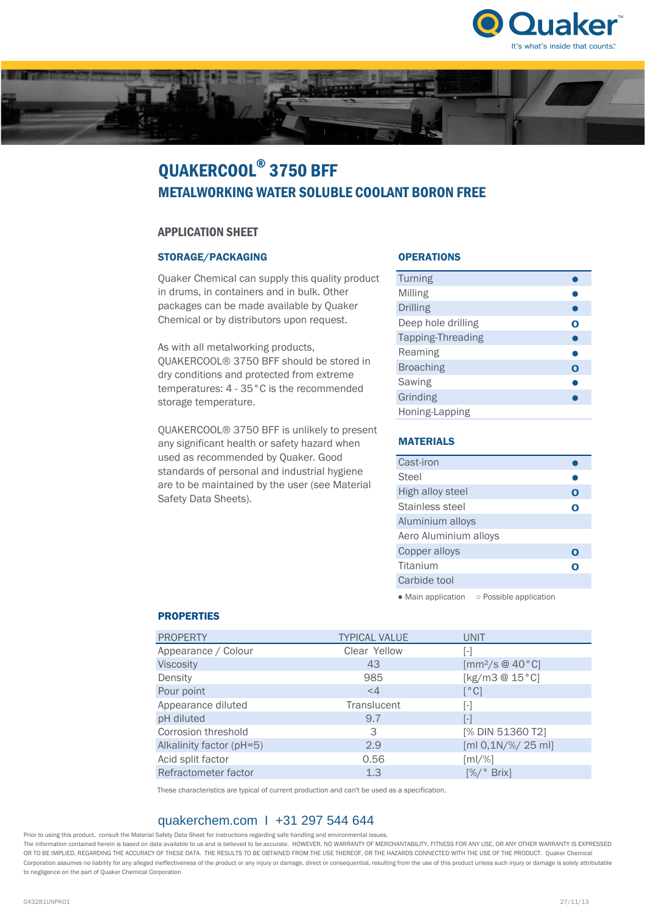# QUAKERCOOL® 3750 BFF

## METALWORKING WATER SOLUBLE COOLANT BORON FREE

### APPLICATION SHEET

#### STORAGE/PACKAGING

Quaker Chemical can supply this quality product in drums, in containers and in bulk. Other packages can be made available by Quaker Chemical or by distributors upon request.

As with all metalworking products, QUAKERCOOL® 3750 BFF should be stored in dry conditions and protected from extreme temperatures: 4 - 35°C is the recommended storage temperature.

QUAKERCOOL® 3750 BFF is unlikely to present any significant health or safety hazard when used as recommended by Quaker. Good standards of personal and industrial hygiene are to be maintained by the user (see Material Safety Data Sheets).

#### OPERATIONS

| | |
|---|---|
| Turning | ● |
| Milling | ● |
| Drilling | ● |
| Deep hole drilling | o |
| Tapping-Threading | ● |
| Reaming | ● |
| Broaching | o |
| Sawing | ● |
| Grinding | ● |
| Honing-Lapping | |

#### MATERIALS

| | |
|---|---|
| Cast-iron | ● |
| Steel | ● |
| High alloy steel | o |
| Stainless steel | o |
| Aluminium alloys | |
| Aero Aluminium alloys | |
| Copper alloys | o |
| Titanium | o |
| Carbide tool | |

● Main application ○ Possible application

#### PROPERTIES

| PROPERTY | TYPICAL VALUE | UNIT |
|---|---|---|
| Appearance / Colour | Clear Yellow | [-] |
| Viscosity | 43 | [mm²/s @ 40°C] |
| Density | 985 | [kg/m3 @ 15°C] |
| Pour point | <4 | [°C] |
| Appearance diluted | Translucent | [-] |
| pH diluted | 9.7 | [-] |
| Corrosion threshold | 3 | [% DIN 51360 T2] |
| Alkalinity factor (pH=5) | 2.9 | [ml 0,1N/%/ 25 ml] |
| Acid split factor | 0.56 | [ml/%] |
| Refractometer factor | 1.3 | [%/° Brix] |

These characteristics are typical of current production and can't be used as a specification.

quakerchem.com I +31 297 544 644

Prior to using this product, consult the Material Safety Data Sheet for instructions regarding safe handling and environmental issues.
The information contained herein is based on data available to us and is believed to be accurate. HOWEVER, NO WARRANTY OF MERCHANTABILITY, FITNESS FOR ANY USE, OR ANY OTHER WARRANTY IS EXPRESSED OR TO BE IMPLIED, REGARDING THE ACCURACY OF THESE DATA. THE RESULTS TO BE OBTAINED FROM THE USE THEREOF, OR THE HAZARDS CONNECTED WITH THE USE OF THE PRODUCT. Quaker Chemical Corporation assumes no liability for any alleged ineffectiveness of the product or any injury or damage, direct or consequential, resulting from the use of this product unless such injury or damage is solely attributable to negligence on the part of Quaker Chemical Corporation

043281UNPK01 27/11/13